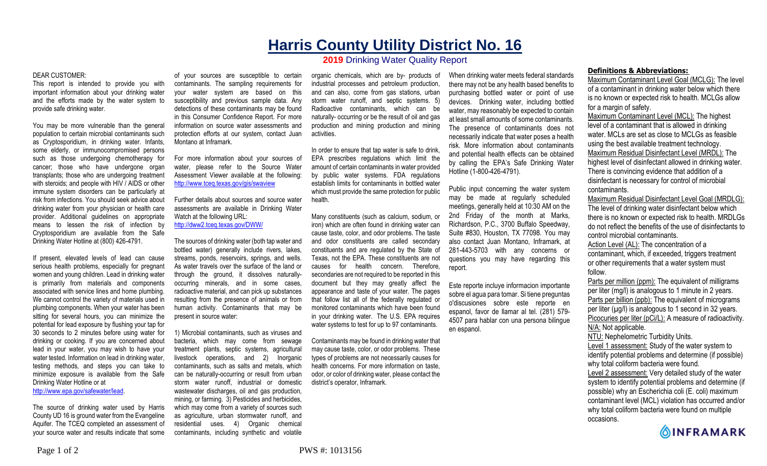# Harris County Utility District No. 16

**2019** Drinking Water Quality Report

DEAR CUSTOMER:

This report is intended to provide you with important information about your drinking water and the efforts made by the water system to provide safe drinking water.

You may be more vulnerable than the general population to certain microbial contaminants such as Cryptosporidium, in drinking water. Infants, some elderly, or immunocompromised persons such as those undergoing chemotherapy for cancer; those who have undergone organ transplants; those who are undergoing treatment with steroids; and people with HIV / AIDS or other immune system disorders can be particularly at risk from infections. You should seek advice about drinking water from your physician or health care provider. Additional guidelines on appropriate means to lessen the risk of infection by Cryptosporidium are available from the Safe Drinking Water Hotline at (800) 426-4791.

If present, elevated levels of lead can cause serious health problems, especially for pregnant women and young children. Lead in drinking water is primarily from materials and components associated with service lines and home plumbing. We cannot control the variety of materials used in plumbing components. When your water has been sitting for several hours, you can minimize the potential for lead exposure by flushing your tap for 30 seconds to 2 minutes before using water for drinking or cooking. If you are concerned about lead in your water, you may wish to have your water tested. Information on lead in drinking water, testing methods, and steps you can take to minimize exposure is available from the Safe Drinking Water Hotline or at http://www.epa.gov/safewater/lead.

The source of drinking water used by Harris County UD 16 is ground water from the Evangeline Aquifer. The TCEQ completed an assessment of your source water and results indicate that some of your sources are susceptible to certain contaminants. The sampling requirements for your water system are based on this susceptibility and previous sample data. Any detections of these contaminants may be found in this Consumer Confidence Report. For more information on source water assessments and protection efforts at our system, contact Juan Montano at Inframark.

For more information about your sources of water, please refer to the Source Water Assessment Viewer available at the following: http://www.tceq.texas.gov/gis/swaview

Further details about sources and source water assessments are available in Drinking Water Watch at the following URL: http://dww2.tceq.texas.gov/DWW/

The sources of drinking water (both tap water and bottled water) generally include rivers, lakes, streams, ponds, reservoirs, springs, and wells. As water travels over the surface of the land or through the ground, it dissolves naturally-occurring minerals, and in some cases, radioactive material, and can pick up substances resulting from the presence of animals or from human activity. Contaminants that may be present in source water:

1) Microbial contaminants, such as viruses and bacteria, which may come from sewage treatment plants, septic systems, agricultural livestock operations, and 2) Inorganic contaminants, such as salts and metals, which can be naturally-occurring or result from urban storm water runoff, industrial or domestic wastewater discharges, oil and gas production, mining, or farming. 3) Pesticides and herbicides, which may come from a variety of sources such as agriculture, urban stormwater runoff, and residential uses. 4) Organic chemical contaminants, including synthetic and volatile organic chemicals, which are by- products of industrial processes and petroleum production, and can also, come from gas stations, urban storm water runoff, and septic systems. 5) Radioactive contaminants, which can be naturally- occurring or be the result of oil and gas production and mining production and mining activities.

In order to ensure that tap water is safe to drink, EPA prescribes regulations which limit the amount of certain contaminants in water provided by public water systems. FDA regulations establish limits for contaminants in bottled water which must provide the same protection for public health.

Many constituents (such as calcium, sodium, or iron) which are often found in drinking water can cause taste, color, and odor problems. The taste and odor constituents are called secondary constituents and are regulated by the State of Texas, not the EPA. These constituents are not causes for health concern. Therefore, secondaries are not required to be reported in this document but they may greatly affect the appearance and taste of your water. The pages that follow list all of the federally regulated or monitored contaminants which have been found in your drinking water. The U.S. EPA requires water systems to test for up to 97 contaminants.

Contaminants may be found in drinking water that may cause taste, color, or odor problems. These types of problems are not necessarily causes for health concerns. For more information on taste, odor, or color of drinking water, please contact the district's operator, Inframark.

When drinking water meets federal standards there may not be any health based benefits to purchasing bottled water or point of use devices. Drinking water, including bottled water, may reasonably be expected to contain at least small amounts of some contaminants. The presence of contaminants does not necessarily indicate that water poses a health risk. More information about contaminants and potential health effects can be obtained by calling the EPA's Safe Drinking Water Hotline (1-800-426-4791).

Public input concerning the water system may be made at regularly scheduled meetings, generally held at 10:30 AM on the 2nd Friday of the month at Marks, Richardson, P.C., 3700 Buffalo Speedway, Suite #830, Houston, TX 77098. You may also contact Juan Montano, Inframark, at 281-443-5703 with any concerns or questions you may have regarding this report.

Este reporte incluye informacion importante sobre el agua para tomar. Si tiene preguntas o'discusiones sobre este reporte en espanol, favor de llamar al tel. (281) 579-4507 para hablar con una persona bilingue en espanol.

## Definitions & Abbreviations:

Maximum Contaminant Level Goal (MCLG): The level of a contaminant in drinking water below which there is no known or expected risk to health. MCLGs allow for a margin of safety.

Maximum Contaminant Level (MCL): The highest level of a contaminant that is allowed in drinking water. MCLs are set as close to MCLGs as feasible using the best available treatment technology.

Maximum Residual Disinfectant Level (MRDL): The highest level of disinfectant allowed in drinking water. There is convincing evidence that addition of a disinfectant is necessary for control of microbial contaminants.

Maximum Residual Disinfectant Level Goal (MRDLG): The level of drinking water disinfectant below which there is no known or expected risk to health. MRDLGs do not reflect the benefits of the use of disinfectants to control microbial contaminants.

Action Level (AL): The concentration of a contaminant, which, if exceeded, triggers treatment or other requirements that a water system must follow.

Parts per million (ppm): The equivalent of milligrams per liter (mg/l) is analogous to 1 minute in 2 years.

Parts per billion (ppb): The equivalent of micrograms per liter (µg/l) is analogous to 1 second in 32 years.

Picocuries per liter (pCi/L): A measure of radioactivity.

N/A: Not applicable.

NTU: Nephelometric Turbidity Units.

Level 1 assessment: Study of the water system to identify potential problems and determine (if possible) why total coliform bacteria were found.

Level 2 assessment: Very detailed study of the water system to identify potential problems and determine (if possible) why an Escherichia coli (E. coli) maximum contaminant level (MCL) violation has occurred and/or why total coliform bacteria were found on multiple occasions.

INFRAMARK

PWS #: 1013156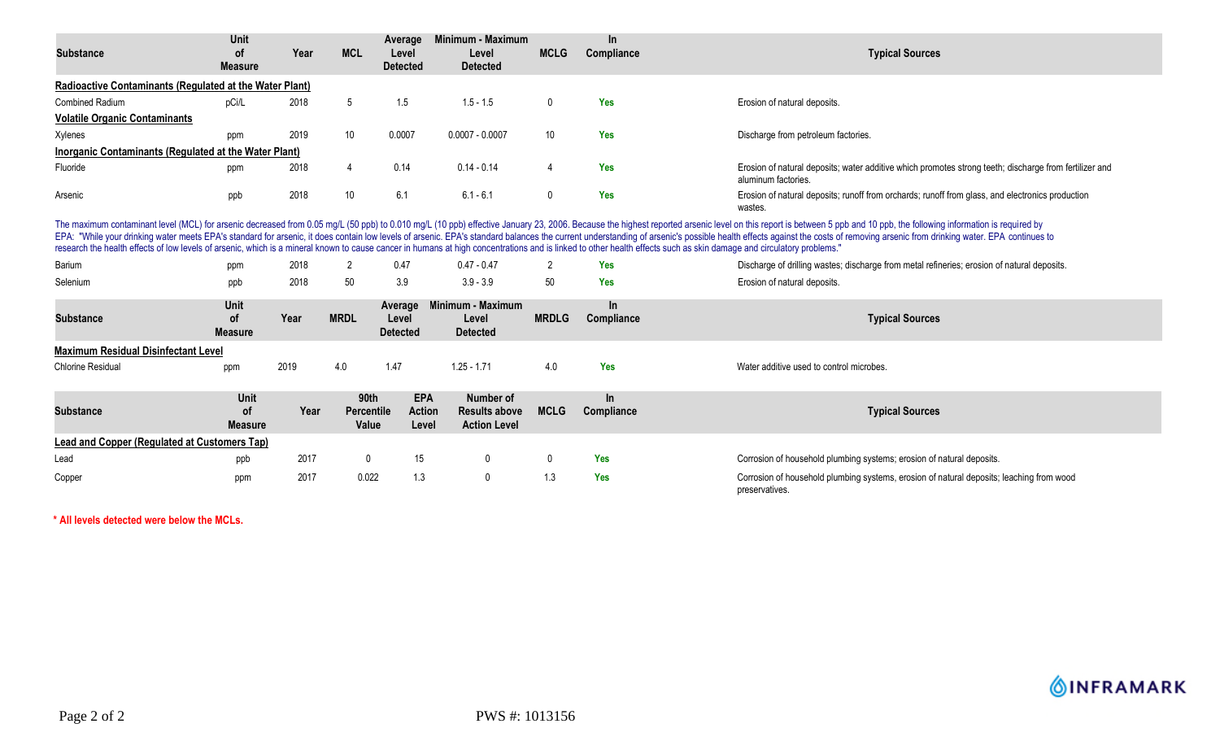| Substance | Unit of Measure | Year | MCL | Average Level Detected | Minimum - Maximum Level Detected | MCLG | In Compliance | Typical Sources |
|---|---|---|---|---|---|---|---|---|
| **Radioactive Contaminants (Regulated at the Water Plant)** | | | | | | | | |
| Combined Radium | pCi/L | 2018 | 5 | 1.5 | 1.5 - 1.5 | 0 | Yes | Erosion of natural deposits. |
| **Volatile Organic Contaminants** | | | | | | | | |
| Xylenes | ppm | 2019 | 10 | 0.0007 | 0.0007 - 0.0007 | 10 | Yes | Discharge from petroleum factories. |
| **Inorganic Contaminants (Regulated at the Water Plant)** | | | | | | | | |
| Fluoride | ppm | 2018 | 4 | 0.14 | 0.14 - 0.14 | 4 | Yes | Erosion of natural deposits; water additive which promotes strong teeth; discharge from fertilizer and aluminum factories. |
| Arsenic | ppb | 2018 | 10 | 6.1 | 6.1 - 6.1 | 0 | Yes | Erosion of natural deposits; runoff from orchards; runoff from glass, and electronics production wastes. |

The maximum contaminant level (MCL) for arsenic decreased from 0.05 mg/L (50 ppb) to 0.010 mg/L (10 ppb) effective January 23, 2006. Because the highest reported arsenic level on this report is between 5 ppb and 10 ppb, the following information is required by EPA: "While your drinking water meets EPA's standard for arsenic, it does contain low levels of arsenic. EPA's standard balances the current understanding of arsenic's possible health effects against the costs of removing arsenic from drinking water. EPA continues to research the health effects of low levels of arsenic, which is a mineral known to cause cancer in humans at high concentrations and is linked to other health effects such as skin damage and circulatory problems."

| Substance | Unit of Measure | Year | MCL | Average Level Detected | Minimum - Maximum Level Detected | MCLG | In Compliance | Typical Sources |
|---|---|---|---|---|---|---|---|---|
| Barium | ppm | 2018 | 2 | 0.47 | 0.47 - 0.47 | 2 | Yes | Discharge of drilling wastes; discharge from metal refineries; erosion of natural deposits. |
| Selenium | ppb | 2018 | 50 | 3.9 | 3.9 - 3.9 | 50 | Yes | Erosion of natural deposits. |

| Substance | Unit of Measure | Year | MRDL | Average Level Detected | Minimum - Maximum Level Detected | MRDLG | In Compliance | Typical Sources |
|---|---|---|---|---|---|---|---|---|
| **Maximum Residual Disinfectant Level** | | | | | | | | |
| Chlorine Residual | ppm | 2019 | 4.0 | 1.47 | 1.25 - 1.71 | 4.0 | Yes | Water additive used to control microbes. |

| Substance | Unit of Measure | Year | 90th Percentile Value | EPA Action Level | Number of Results above Action Level | MCLG | In Compliance | Typical Sources |
|---|---|---|---|---|---|---|---|---|
| **Lead and Copper (Regulated at Customers Tap)** | | | | | | | | |
| Lead | ppb | 2017 | 0 | 15 | 0 | 0 | Yes | Corrosion of household plumbing systems; erosion of natural deposits. |
| Copper | ppm | 2017 | 0.022 | 1.3 | 0 | 1.3 | Yes | Corrosion of household plumbing systems, erosion of natural deposits; leaching from wood preservatives. |

**\* All levels detected were below the MCLs.**

INFRAMARK

PWS #: 1013156